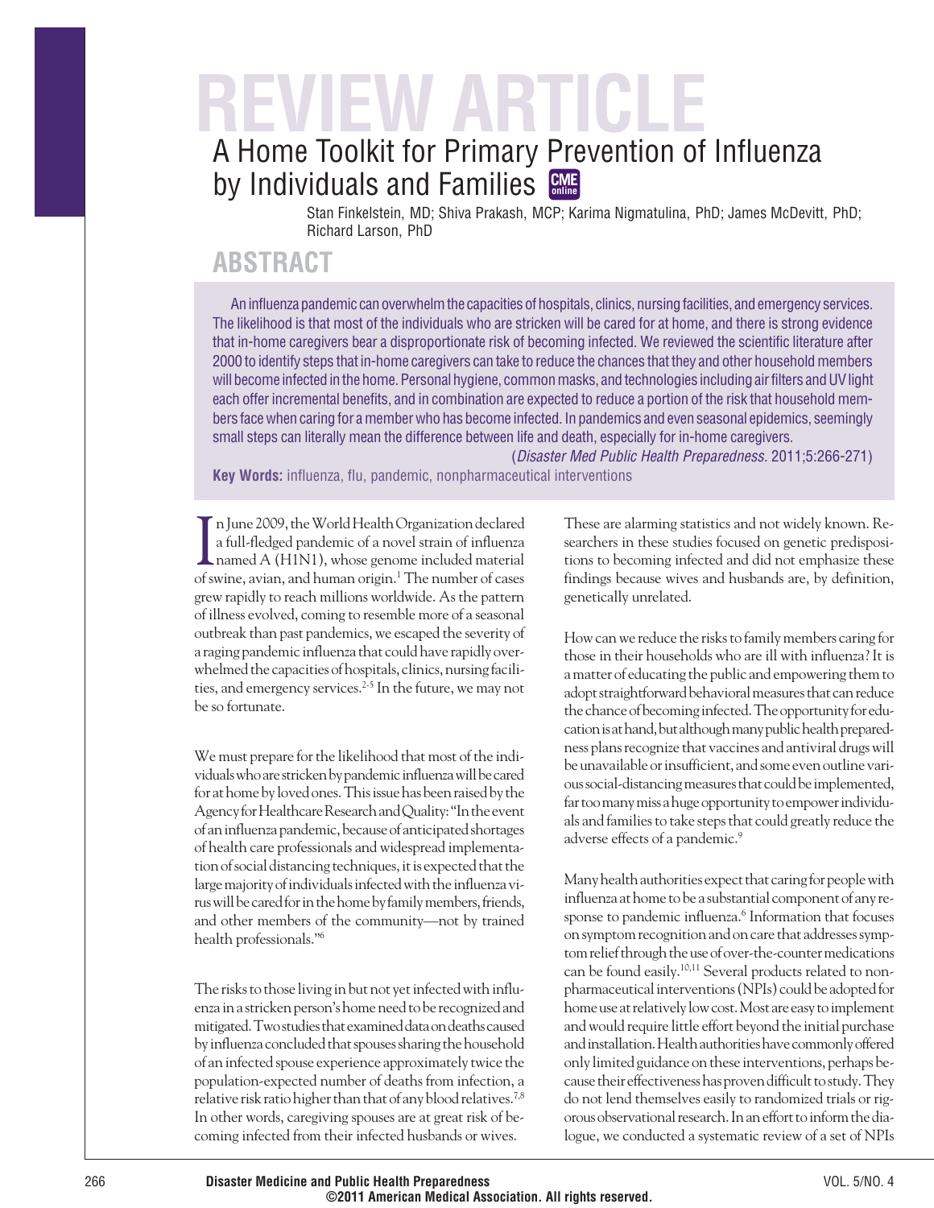# REVIEW ARTICLE

# A Home Toolkit for Primary Prevention of Influenza by Individuals and Families

Stan Finkelstein, MD; Shiva Prakash, MCP; Karima Nigmatulina, PhD; James McDevitt, PhD; Richard Larson, PhD

## ABSTRACT

An influenza pandemic can overwhelm the capacities of hospitals, clinics, nursing facilities, and emergency services. The likelihood is that most of the individuals who are stricken will be cared for at home, and there is strong evidence that in-home caregivers bear a disproportionate risk of becoming infected. We reviewed the scientific literature after 2000 to identify steps that in-home caregivers can take to reduce the chances that they and other household members will become infected in the home. Personal hygiene, common masks, and technologies including air filters and UV light each offer incremental benefits, and in combination are expected to reduce a portion of the risk that household members face when caring for a member who has become infected. In pandemics and even seasonal epidemics, seemingly small steps can literally mean the difference between life and death, especially for in-home caregivers.

(*Disaster Med Public Health Preparedness*. 2011;5:266-271)

**Key Words:** influenza, flu, pandemic, nonpharmaceutical interventions

In June 2009, the World Health Organization declared a full-fledged pandemic of a novel strain of influenza named A (H1N1), whose genome included material of swine, avian, and human origin.[1] The number of cases grew rapidly to reach millions worldwide. As the pattern of illness evolved, coming to resemble more of a seasonal outbreak than past pandemics, we escaped the severity of a raging pandemic influenza that could have rapidly overwhelmed the capacities of hospitals, clinics, nursing facilities, and emergency services.[2-5] In the future, we may not be so fortunate.

We must prepare for the likelihood that most of the individuals who are stricken by pandemic influenza will be cared for at home by loved ones. This issue has been raised by the Agency for Healthcare Research and Quality: "In the event of an influenza pandemic, because of anticipated shortages of health care professionals and widespread implementation of social distancing techniques, it is expected that the large majority of individuals infected with the influenza virus will be cared for in the home by family members, friends, and other members of the community—not by trained health professionals."[6]

The risks to those living in but not yet infected with influenza in a stricken person's home need to be recognized and mitigated. Two studies that examined data on deaths caused by influenza concluded that spouses sharing the household of an infected spouse experience approximately twice the population-expected number of deaths from infection, a relative risk ratio higher than that of any blood relatives.[7,8] In other words, caregiving spouses are at great risk of becoming infected from their infected husbands or wives.

These are alarming statistics and not widely known. Researchers in these studies focused on genetic predispositions to becoming infected and did not emphasize these findings because wives and husbands are, by definition, genetically unrelated.

How can we reduce the risks to family members caring for those in their households who are ill with influenza? It is a matter of educating the public and empowering them to adopt straightforward behavioral measures that can reduce the chance of becoming infected. The opportunity for education is at hand, but although many public health preparedness plans recognize that vaccines and antiviral drugs will be unavailable or insufficient, and some even outline various social-distancing measures that could be implemented, far too many miss a huge opportunity to empower individuals and families to take steps that could greatly reduce the adverse effects of a pandemic.[9]

Many health authorities expect that caring for people with influenza at home to be a substantial component of any response to pandemic influenza.[6] Information that focuses on symptom recognition and on care that addresses symptom relief through the use of over-the-counter medications can be found easily.[10,11] Several products related to nonpharmaceutical interventions (NPIs) could be adopted for home use at relatively low cost. Most are easy to implement and would require little effort beyond the initial purchase and installation. Health authorities have commonly offered only limited guidance on these interventions, perhaps because their effectiveness has proven difficult to study. They do not lend themselves easily to randomized trials or rigorous observational research. In an effort to inform the dialogue, we conducted a systematic review of a set of NPIs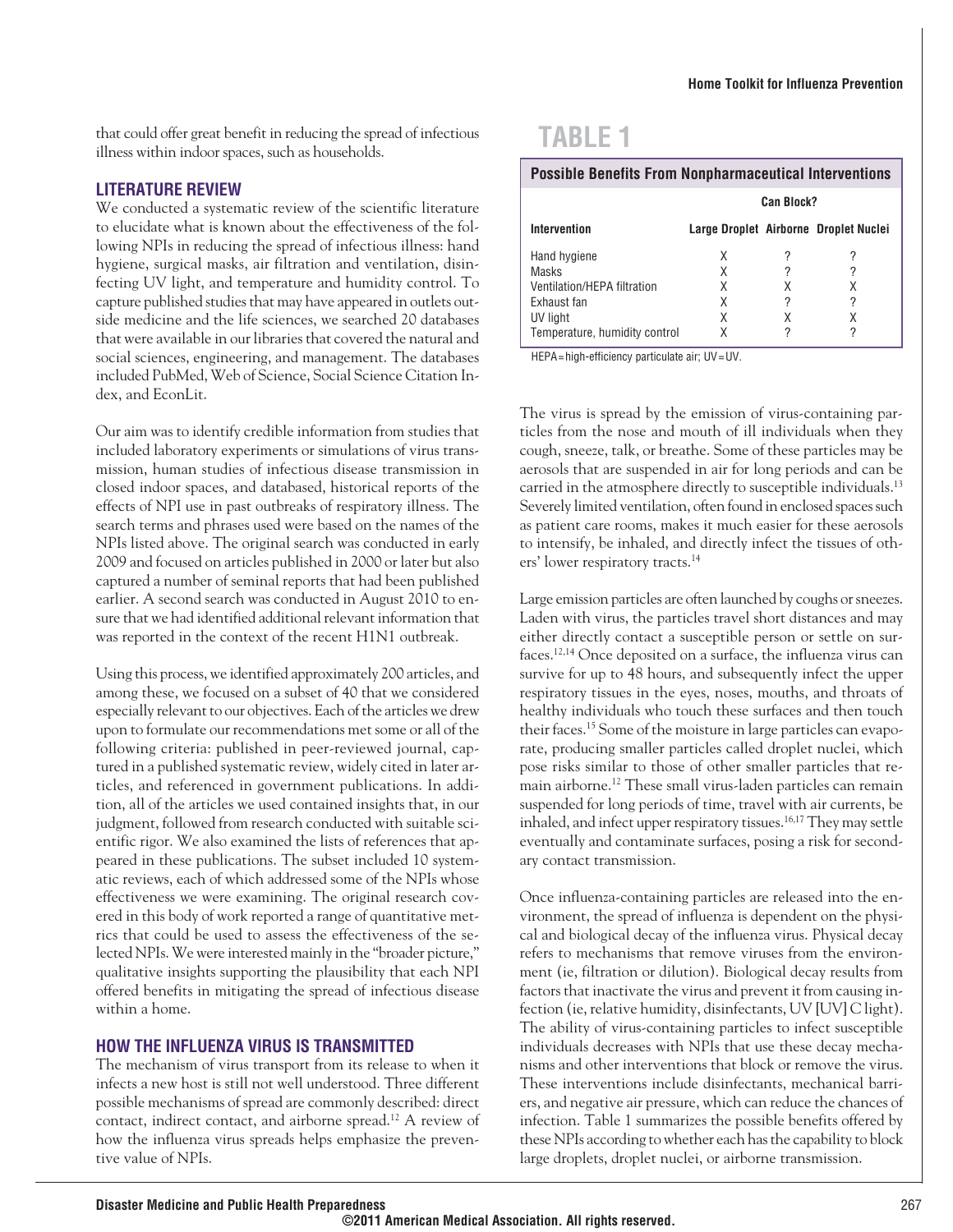that could offer great benefit in reducing the spread of infectious illness within indoor spaces, such as households.

## LITERATURE REVIEW

We conducted a systematic review of the scientific literature to elucidate what is known about the effectiveness of the following NPIs in reducing the spread of infectious illness: hand hygiene, surgical masks, air filtration and ventilation, disinfecting UV light, and temperature and humidity control. To capture published studies that may have appeared in outlets outside medicine and the life sciences, we searched 20 databases that were available in our libraries that covered the natural and social sciences, engineering, and management. The databases included PubMed, Web of Science, Social Science Citation Index, and EconLit.

Our aim was to identify credible information from studies that included laboratory experiments or simulations of virus transmission, human studies of infectious disease transmission in closed indoor spaces, and databased, historical reports of the effects of NPI use in past outbreaks of respiratory illness. The search terms and phrases used were based on the names of the NPIs listed above. The original search was conducted in early 2009 and focused on articles published in 2000 or later but also captured a number of seminal reports that had been published earlier. A second search was conducted in August 2010 to ensure that we had identified additional relevant information that was reported in the context of the recent H1N1 outbreak.

Using this process, we identified approximately 200 articles, and among these, we focused on a subset of 40 that we considered especially relevant to our objectives. Each of the articles we drew upon to formulate our recommendations met some or all of the following criteria: published in peer-reviewed journal, captured in a published systematic review, widely cited in later articles, and referenced in government publications. In addition, all of the articles we used contained insights that, in our judgment, followed from research conducted with suitable scientific rigor. We also examined the lists of references that appeared in these publications. The subset included 10 systematic reviews, each of which addressed some of the NPIs whose effectiveness we were examining. The original research covered in this body of work reported a range of quantitative metrics that could be used to assess the effectiveness of the selected NPIs. We were interested mainly in the "broader picture," qualitative insights supporting the plausibility that each NPI offered benefits in mitigating the spread of infectious disease within a home.

## HOW THE INFLUENZA VIRUS IS TRANSMITTED

The mechanism of virus transport from its release to when it infects a new host is still not well understood. Three different possible mechanisms of spread are commonly described: direct contact, indirect contact, and airborne spread.[12] A review of how the influenza virus spreads helps emphasize the preventive value of NPIs.

**TABLE 1**

**Possible Benefits From Nonpharmaceutical Interventions**

| | Can Block? | | |
|---|---|---|---|
| **Intervention** | **Large Droplet** | **Airborne** | **Droplet Nuclei** |
| Hand hygiene | X | ? | ? |
| Masks | X | ? | ? |
| Ventilation/HEPA filtration | X | X | X |
| Exhaust fan | X | ? | ? |
| UV light | X | X | X |
| Temperature, humidity control | X | ? | ? |

HEPA = high-efficiency particulate air; UV = UV.

The virus is spread by the emission of virus-containing particles from the nose and mouth of ill individuals when they cough, sneeze, talk, or breathe. Some of these particles may be aerosols that are suspended in air for long periods and can be carried in the atmosphere directly to susceptible individuals.[13] Severely limited ventilation, often found in enclosed spaces such as patient care rooms, makes it much easier for these aerosols to intensify, be inhaled, and directly infect the tissues of others' lower respiratory tracts.[14]

Large emission particles are often launched by coughs or sneezes. Laden with virus, the particles travel short distances and may either directly contact a susceptible person or settle on surfaces.[12,14] Once deposited on a surface, the influenza virus can survive for up to 48 hours, and subsequently infect the upper respiratory tissues in the eyes, noses, mouths, and throats of healthy individuals who touch these surfaces and then touch their faces.[15] Some of the moisture in large particles can evaporate, producing smaller particles called droplet nuclei, which pose risks similar to those of other smaller particles that remain airborne.[12] These small virus-laden particles can remain suspended for long periods of time, travel with air currents, be inhaled, and infect upper respiratory tissues.[16,17] They may settle eventually and contaminate surfaces, posing a risk for secondary contact transmission.

Once influenza-containing particles are released into the environment, the spread of influenza is dependent on the physical and biological decay of the influenza virus. Physical decay refers to mechanisms that remove viruses from the environment (ie, filtration or dilution). Biological decay results from factors that inactivate the virus and prevent it from causing infection (ie, relative humidity, disinfectants, UV [UV] C light). The ability of virus-containing particles to infect susceptible individuals decreases with NPIs that use these decay mechanisms and other interventions that block or remove the virus. These interventions include disinfectants, mechanical barriers, and negative air pressure, which can reduce the chances of infection. Table 1 summarizes the possible benefits offered by these NPIs according to whether each has the capability to block large droplets, droplet nuclei, or airborne transmission.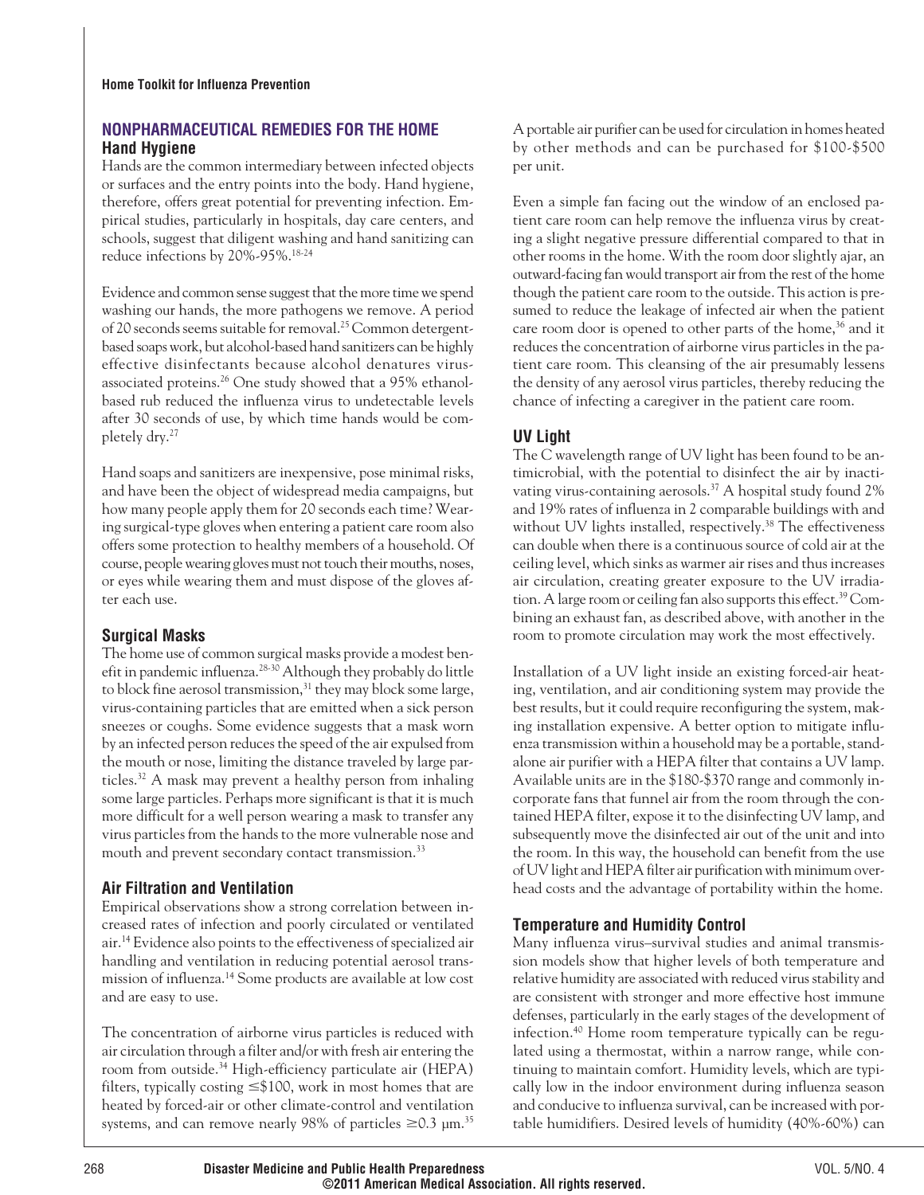## NONPHARMACEUTICAL REMEDIES FOR THE HOME

### Hand Hygiene

Hands are the common intermediary between infected objects or surfaces and the entry points into the body. Hand hygiene, therefore, offers great potential for preventing infection. Empirical studies, particularly in hospitals, day care centers, and schools, suggest that diligent washing and hand sanitizing can reduce infections by 20%-95%.[18-24]

Evidence and common sense suggest that the more time we spend washing our hands, the more pathogens we remove. A period of 20 seconds seems suitable for removal.[25] Common detergent-based soaps work, but alcohol-based hand sanitizers can be highly effective disinfectants because alcohol denatures virus-associated proteins.[26] One study showed that a 95% ethanol-based rub reduced the influenza virus to undetectable levels after 30 seconds of use, by which time hands would be completely dry.[27]

Hand soaps and sanitizers are inexpensive, pose minimal risks, and have been the object of widespread media campaigns, but how many people apply them for 20 seconds each time? Wearing surgical-type gloves when entering a patient care room also offers some protection to healthy members of a household. Of course, people wearing gloves must not touch their mouths, noses, or eyes while wearing them and must dispose of the gloves after each use.

### Surgical Masks

The home use of common surgical masks provide a modest benefit in pandemic influenza.[28-30] Although they probably do little to block fine aerosol transmission,[31] they may block some large, virus-containing particles that are emitted when a sick person sneezes or coughs. Some evidence suggests that a mask worn by an infected person reduces the speed of the air expulsed from the mouth or nose, limiting the distance traveled by large particles.[32] A mask may prevent a healthy person from inhaling some large particles. Perhaps more significant is that it is much more difficult for a well person wearing a mask to transfer any virus particles from the hands to the more vulnerable nose and mouth and prevent secondary contact transmission.[33]

### Air Filtration and Ventilation

Empirical observations show a strong correlation between increased rates of infection and poorly circulated or ventilated air.[14] Evidence also points to the effectiveness of specialized air handling and ventilation in reducing potential aerosol transmission of influenza.[14] Some products are available at low cost and are easy to use.

The concentration of airborne virus particles is reduced with air circulation through a filter and/or with fresh air entering the room from outside.[34] High-efficiency particulate air (HEPA) filters, typically costing ≤$100, work in most homes that are heated by forced-air or other climate-control and ventilation systems, and can remove nearly 98% of particles ≥0.3 μm.[35] A portable air purifier can be used for circulation in homes heated by other methods and can be purchased for $100-$500 per unit.

Even a simple fan facing out the window of an enclosed patient care room can help remove the influenza virus by creating a slight negative pressure differential compared to that in other rooms in the home. With the room door slightly ajar, an outward-facing fan would transport air from the rest of the home though the patient care room to the outside. This action is presumed to reduce the leakage of infected air when the patient care room door is opened to other parts of the home,[36] and it reduces the concentration of airborne virus particles in the patient care room. This cleansing of the air presumably lessens the density of any aerosol virus particles, thereby reducing the chance of infecting a caregiver in the patient care room.

### UV Light

The C wavelength range of UV light has been found to be antimicrobial, with the potential to disinfect the air by inactivating virus-containing aerosols.[37] A hospital study found 2% and 19% rates of influenza in 2 comparable buildings with and without UV lights installed, respectively.[38] The effectiveness can double when there is a continuous source of cold air at the ceiling level, which sinks as warmer air rises and thus increases air circulation, creating greater exposure to the UV irradiation. A large room or ceiling fan also supports this effect.[39] Combining an exhaust fan, as described above, with another in the room to promote circulation may work the most effectively.

Installation of a UV light inside an existing forced-air heating, ventilation, and air conditioning system may provide the best results, but it could require reconfiguring the system, making installation expensive. A better option to mitigate influenza transmission within a household may be a portable, standalone air purifier with a HEPA filter that contains a UV lamp. Available units are in the $180-$370 range and commonly incorporate fans that funnel air from the room through the contained HEPA filter, expose it to the disinfecting UV lamp, and subsequently move the disinfected air out of the unit and into the room. In this way, the household can benefit from the use of UV light and HEPA filter air purification with minimum overhead costs and the advantage of portability within the home.

### Temperature and Humidity Control

Many influenza virus–survival studies and animal transmission models show that higher levels of both temperature and relative humidity are associated with reduced virus stability and are consistent with stronger and more effective host immune defenses, particularly in the early stages of the development of infection.[40] Home room temperature typically can be regulated using a thermostat, within a narrow range, while continuing to maintain comfort. Humidity levels, which are typically low in the indoor environment during influenza season and conducive to influenza survival, can be increased with portable humidifiers. Desired levels of humidity (40%-60%) can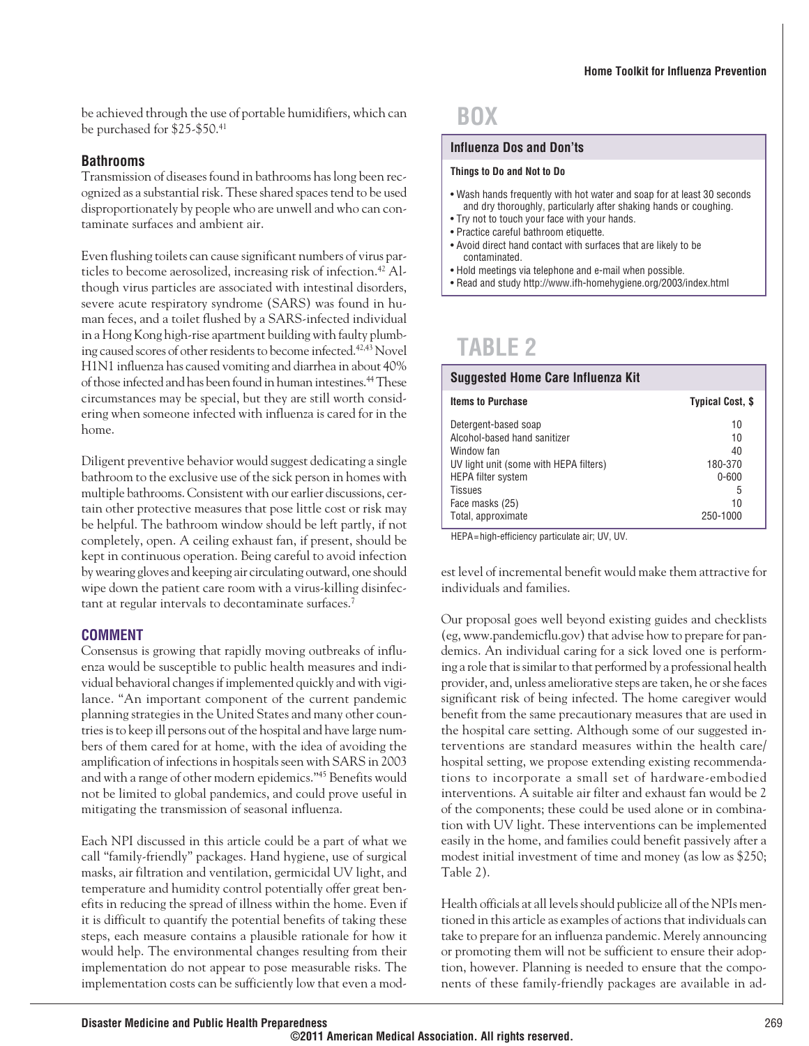be achieved through the use of portable humidifiers, which can be purchased for $25-$50.[41]

### Bathrooms

Transmission of diseases found in bathrooms has long been recognized as a substantial risk. These shared spaces tend to be used disproportionately by people who are unwell and who can contaminate surfaces and ambient air.

Even flushing toilets can cause significant numbers of virus particles to become aerosolized, increasing risk of infection.[42] Although virus particles are associated with intestinal disorders, severe acute respiratory syndrome (SARS) was found in human feces, and a toilet flushed by a SARS-infected individual in a Hong Kong high-rise apartment building with faulty plumbing caused scores of other residents to become infected.[42,43] Novel H1N1 influenza has caused vomiting and diarrhea in about 40% of those infected and has been found in human intestines.[44] These circumstances may be special, but they are still worth considering when someone infected with influenza is cared for in the home.

Diligent preventive behavior would suggest dedicating a single bathroom to the exclusive use of the sick person in homes with multiple bathrooms. Consistent with our earlier discussions, certain other protective measures that pose little cost or risk may be helpful. The bathroom window should be left partly, if not completely, open. A ceiling exhaust fan, if present, should be kept in continuous operation. Being careful to avoid infection by wearing gloves and keeping air circulating outward, one should wipe down the patient care room with a virus-killing disinfectant at regular intervals to decontaminate surfaces.[7]

## COMMENT

Consensus is growing that rapidly moving outbreaks of influenza would be susceptible to public health measures and individual behavioral changes if implemented quickly and with vigilance. "An important component of the current pandemic planning strategies in the United States and many other countries is to keep ill persons out of the hospital and have large numbers of them cared for at home, with the idea of avoiding the amplification of infections in hospitals seen with SARS in 2003 and with a range of other modern epidemics."[45] Benefits would not be limited to global pandemics, and could prove useful in mitigating the transmission of seasonal influenza.

Each NPI discussed in this article could be a part of what we call "family-friendly" packages. Hand hygiene, use of surgical masks, air filtration and ventilation, germicidal UV light, and temperature and humidity control potentially offer great benefits in reducing the spread of illness within the home. Even if it is difficult to quantify the potential benefits of taking these steps, each measure contains a plausible rationale for how it would help. The environmental changes resulting from their implementation do not appear to pose measurable risks. The implementation costs can be sufficiently low that even a modest level of incremental benefit would make them attractive for individuals and families.

Our proposal goes well beyond existing guides and checklists (eg, www.pandemicflu.gov) that advise how to prepare for pandemics. An individual caring for a sick loved one is performing a role that is similar to that performed by a professional health provider, and, unless ameliorative steps are taken, he or she faces significant risk of being infected. The home caregiver would benefit from the same precautionary measures that are used in the hospital care setting. Although some of our suggested interventions are standard measures within the health care/hospital setting, we propose extending existing recommendations to incorporate a small set of hardware-embodied interventions. A suitable air filter and exhaust fan would be 2 of the components; these could be used alone or in combination with UV light. These interventions can be implemented easily in the home, and families could benefit passively after a modest initial investment of time and money (as low as $250; Table 2).

Health officials at all levels should publicize all of the NPIs mentioned in this article as examples of actions that individuals can take to prepare for an influenza pandemic. Merely announcing or promoting them will not be sufficient to ensure their adoption, however. Planning is needed to ensure that the components of these family-friendly packages are available in ad-

## BOX

**Influenza Dos and Don'ts**

**Things to Do and Not to Do**

- Wash hands frequently with hot water and soap for at least 30 seconds and dry thoroughly, particularly after shaking hands or coughing.
- Try not to touch your face with your hands.
- Practice careful bathroom etiquette.
- Avoid direct hand contact with surfaces that are likely to be contaminated.
- Hold meetings via telephone and e-mail when possible.
- Read and study http://www.ifh-homehygiene.org/2003/index.html

## TABLE 2

**Suggested Home Care Influenza Kit**

| Items to Purchase | Typical Cost, $ |
|---|---|
| Detergent-based soap | 10 |
| Alcohol-based hand sanitizer | 10 |
| Window fan | 40 |
| UV light unit (some with HEPA filters) | 180-370 |
| HEPA filter system | 0-600 |
| Tissues | 5 |
| Face masks (25) | 10 |
| Total, approximate | 250-1000 |

HEPA = high-efficiency particulate air; UV, UV.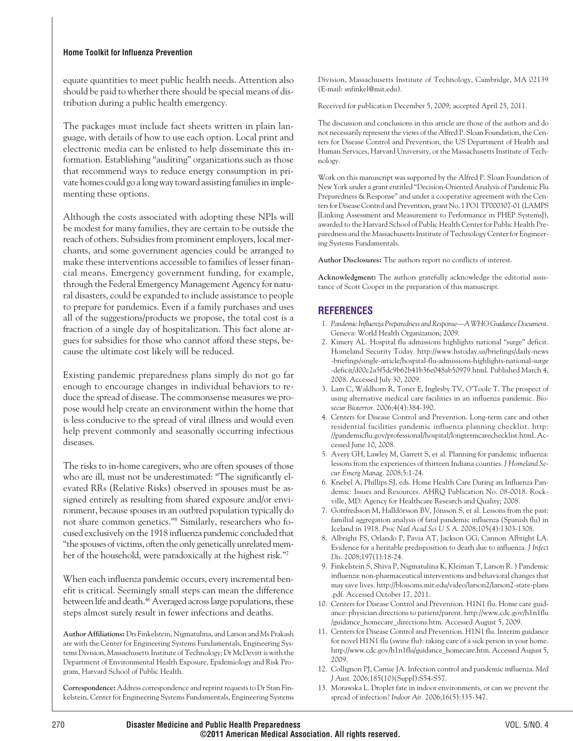equate quantities to meet public health needs. Attention also should be paid to whether there should be special means of distribution during a public health emergency.

The packages must include fact sheets written in plain language, with details of how to use each option. Local print and electronic media can be enlisted to help disseminate this information. Establishing "auditing" organizations such as those that recommend ways to reduce energy consumption in private homes could go a long way toward assisting families in implementing these options.

Although the costs associated with adopting these NPIs will be modest for many families, they are certain to be outside the reach of others. Subsidies from prominent employers, local merchants, and some government agencies could be arranged to make these interventions accessible to families of lesser financial means. Emergency government funding, for example, through the Federal Emergency Management Agency for natural disasters, could be expanded to include assistance to people to prepare for pandemics. Even if a family purchases and uses all of the suggestions/products we propose, the total cost is a fraction of a single day of hospitalization. This fact alone argues for subsidies for those who cannot afford these steps, because the ultimate cost likely will be reduced.

Existing pandemic preparedness plans simply do not go far enough to encourage changes in individual behaviors to reduce the spread of disease. The commonsense measures we propose would help create an environment within the home that is less conducive to the spread of viral illness and would even help prevent commonly and seasonally occurring infectious diseases.

The risks to in-home caregivers, who are often spouses of those who are ill, must not be underestimated: "The significantly elevated RRs (Relative Risks) observed in spouses must be assigned entirely as resulting from shared exposure and/or environment, because spouses in an outbred population typically do not share common genetics."[8] Similarly, researchers who focused exclusively on the 1918 influenza pandemic concluded that "the spouses of victims, often the only genetically unrelated member of the household, were paradoxically at the highest risk."[7]

When each influenza pandemic occurs, every incremental benefit is critical. Seemingly small steps can mean the difference between life and death.[46] Averaged across large populations, these steps almost surely result in fewer infections and deaths.

**Author Affiliations:** Drs Finkelstein, Nigmatulina, and Larson and Ms Prakash are with the Center for Engineering Systems Fundamentals, Engineering Systems Division, Massachusetts Institute of Technology; Dr McDevitt is with the Department of Environmental Health Exposure, Epidemiology and Risk Program, Harvard School of Public Health.

**Correspondence:** Address correspondence and reprint requests to Dr Stan Finkelstein, Center for Engineering Systems Fundamentals, Engineering Systems Division, Massachusetts Institute of Technology, Cambridge, MA 02139 (E-mail: snfinkel@mit.edu).

Received for publication December 5, 2009; accepted April 25, 2011.

The discussion and conclusions in this article are those of the authors and do not necessarily represent the views of the Alfred P. Sloan Foundation, the Centers for Disease Control and Prevention, the US Department of Health and Human Services, Harvard University, or the Massachusetts Institute of Technology.

Work on this manuscript was supported by the Alfred P. Sloan Foundation of New York under a grant entitled "Decision-Oriented Analysis of Pandemic Flu Preparedness & Response" and under a cooperative agreement with the Centers for Disease Control and Prevention, grant No. 1 PO1 TP000307-01 (LAMPS [Linking Assessment and Measurement to Performance in PHEP Systems]), awarded to the Harvard School of Public Health Center for Public Health Preparedness and the Massachusetts Institute of Technology Center for Engineering Systems Fundamentals.

**Author Disclosures:** The authors report no conflicts of interest.

**Acknowledgment:** The authors gratefully acknowledge the editorial assistance of Scott Cooper in the preparation of this manuscript.

## REFERENCES

1. *Pandemic Influenza Preparedness and Response—A WHO Guidance Document.* Geneva: World Health Organization; 2009.
2. Kimery AL. Hospital flu admissions highlights national "surge" deficit. Homeland Security Today. http://www.hstoday.us/briefings/daily-news-briefings/single-article/hospital-flu-admissions-highlights-national-surge-deficit/d00c2a5f5dc9b62b41b36e048ab50979.html. Published March 4, 2008. Accessed July 30, 2009.
3. Lam C, Waldhorn R, Toner E, Inglesby TV, O'Toole T. The prospect of using alternative medical care facilities in an influenza pandemic. *Biosecur Bioterror*. 2006;4(4):384-390.
4. Centers for Disease Control and Prevention. Long-term care and other residential facilities pandemic influenza planning checklist. http://pandemicflu.gov/professional/hospital/longtermcarechecklist.html. Accessed June 10, 2008.
5. Avery GH, Lawley M, Garrett S, et al. Planning for pandemic influenza: lessons from the experiences of thirteen Indiana counties. *J Homeland Secur Emerg Manag*. 2008;5:1-24.
6. Knebel A, Phillips SJ, eds. Home Health Care During an Influenza Pandemic: Issues and Resources. AHRQ Publication No. 08-0018. Rockville, MD: Agency for Healthcare Research and Quality; 2008.
7. Gottfredsson M, Halldórsson BV, Jónsson S, et al. Lessons from the past: familial aggregation analysis of fatal pandemic influenza (Spanish flu) in Iceland in 1918. *Proc Natl Acad Sci U S A*. 2008;105(4):1303-1308.
8. Albright FS, Orlando P, Pavia AT, Jackson GG, Cannon Albright LA. Evidence for a heritable predisposition to death due to influenza. *J Infect Dis*. 2008;197(1):18-24.
9. Finkelstein S, Shiva P, Nigmatulina K, Kleiman T, Larson R. ) Pandemic influenza: non-pharmaceutical interventions and behavioral changes that may save lives. http://blossoms.mit.edu/video/larson2/larson2-state-plans.pdf. Accessed October 17, 2011.
10. Centers for Disease Control and Prevention. H1N1 flu. Home care guidance: physician directions to patient/parent. http://www.cdc.gov/h1n1flu/guidance_homecare_directions.htm. Accessed August 5, 2009.
11. Centers for Disease Control and Prevention. H1N1 flu. Interim guidance for novel H1N1 flu (swine flu): taking care of a sick person in your home. http://www.cdc.gov/h1n1flu/guidance_homecare.htm. Accessed August 5, 2009.
12. Collignon PJ, Carnie JA. Infection control and pandemic influenza. *Med J Aust*. 2006;185(10)(Suppl):S54-S57.
13. Morawska L. Droplet fate in indoor environments, or can we prevent the spread of infection? *Indoor Air*. 2006;16(5):335-347.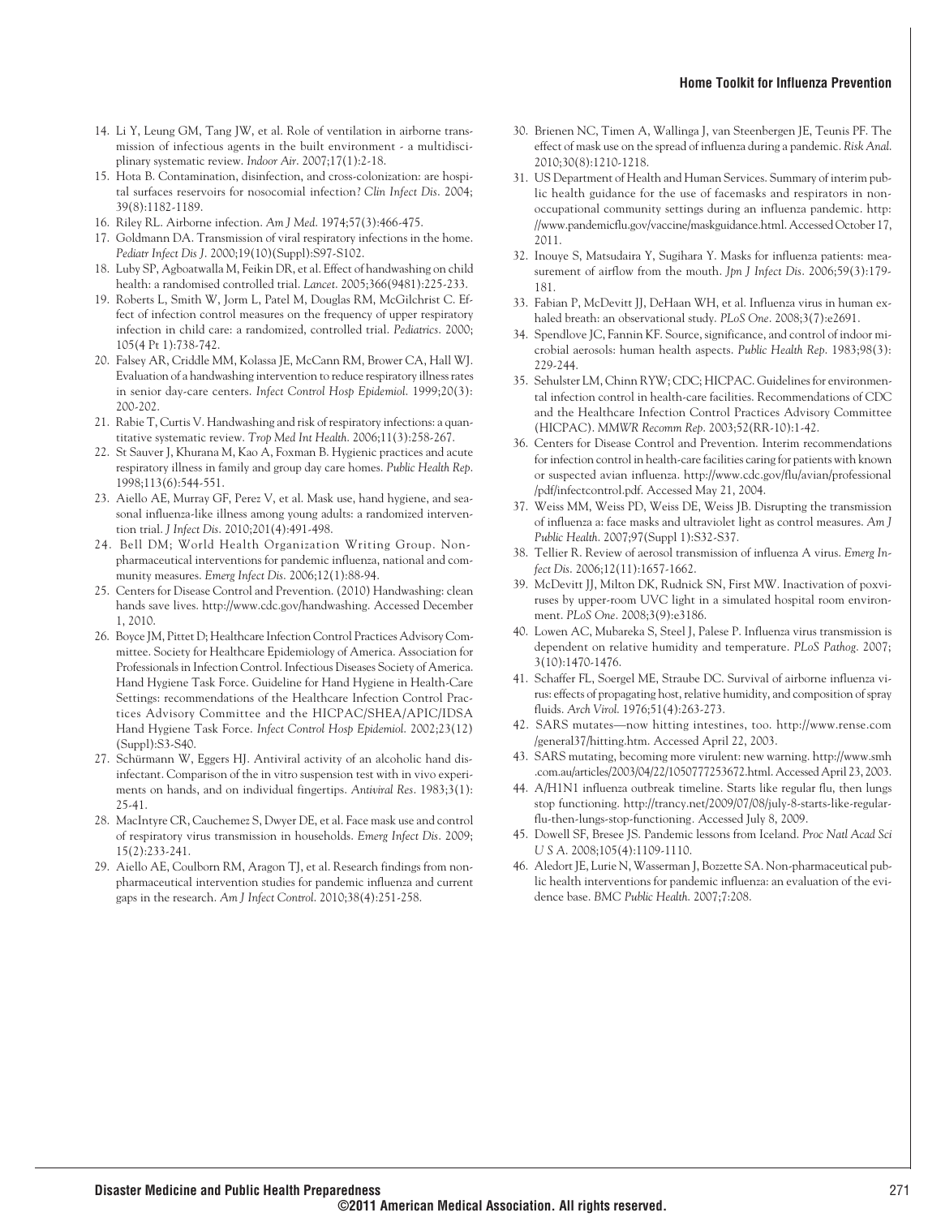14. Li Y, Leung GM, Tang JW, et al. Role of ventilation in airborne transmission of infectious agents in the built environment - a multidisciplinary systematic review. *Indoor Air*. 2007;17(1):2-18.
15. Hota B. Contamination, disinfection, and cross-colonization: are hospital surfaces reservoirs for nosocomial infection? *Clin Infect Dis*. 2004; 39(8):1182-1189.
16. Riley RL. Airborne infection. *Am J Med*. 1974;57(3):466-475.
17. Goldmann DA. Transmission of viral respiratory infections in the home. *Pediatr Infect Dis J*. 2000;19(10)(Suppl):S97-S102.
18. Luby SP, Agboatwalla M, Feikin DR, et al. Effect of handwashing on child health: a randomised controlled trial. *Lancet*. 2005;366(9481):225-233.
19. Roberts L, Smith W, Jorm L, Patel M, Douglas RM, McGilchrist C. Effect of infection control measures on the frequency of upper respiratory infection in child care: a randomized, controlled trial. *Pediatrics*. 2000; 105(4 Pt 1):738-742.
20. Falsey AR, Criddle MM, Kolassa JE, McCann RM, Brower CA, Hall WJ. Evaluation of a handwashing intervention to reduce respiratory illness rates in senior day-care centers. *Infect Control Hosp Epidemiol*. 1999;20(3): 200-202.
21. Rabie T, Curtis V. Handwashing and risk of respiratory infections: a quantitative systematic review. *Trop Med Int Health*. 2006;11(3):258-267.
22. St Sauver J, Khurana M, Kao A, Foxman B. Hygienic practices and acute respiratory illness in family and group day care homes. *Public Health Rep*. 1998;113(6):544-551.
23. Aiello AE, Murray GF, Perez V, et al. Mask use, hand hygiene, and seasonal influenza-like illness among young adults: a randomized intervention trial. *J Infect Dis*. 2010;201(4):491-498.
24. Bell DM; World Health Organization Writing Group. Nonpharmaceutical interventions for pandemic influenza, national and community measures. *Emerg Infect Dis*. 2006;12(1):88-94.
25. Centers for Disease Control and Prevention. (2010) Handwashing: clean hands save lives. http://www.cdc.gov/handwashing. Accessed December 1, 2010.
26. Boyce JM, Pittet D; Healthcare Infection Control Practices Advisory Committee. Society for Healthcare Epidemiology of America. Association for Professionals in Infection Control. Infectious Diseases Society of America. Hand Hygiene Task Force. Guideline for Hand Hygiene in Health-Care Settings: recommendations of the Healthcare Infection Control Practices Advisory Committee and the HICPAC/SHEA/APIC/IDSA Hand Hygiene Task Force. *Infect Control Hosp Epidemiol*. 2002;23(12) (Suppl):S3-S40.
27. Schürmann W, Eggers HJ. Antiviral activity of an alcoholic hand disinfectant. Comparison of the in vitro suspension test with in vivo experiments on hands, and on individual fingertips. *Antiviral Res*. 1983;3(1): 25-41.
28. MacIntyre CR, Cauchemez S, Dwyer DE, et al. Face mask use and control of respiratory virus transmission in households. *Emerg Infect Dis*. 2009; 15(2):233-241.
29. Aiello AE, Coulborn RM, Aragon TJ, et al. Research findings from nonpharmaceutical intervention studies for pandemic influenza and current gaps in the research. *Am J Infect Control*. 2010;38(4):251-258.
30. Brienen NC, Timen A, Wallinga J, van Steenbergen JE, Teunis PF. The effect of mask use on the spread of influenza during a pandemic. *Risk Anal*. 2010;30(8):1210-1218.
31. US Department of Health and Human Services. Summary of interim public health guidance for the use of facemasks and respirators in non-occupational community settings during an influenza pandemic. http://www.pandemicflu.gov/vaccine/maskguidance.html. Accessed October 17, 2011.
32. Inouye S, Matsudaira Y, Sugihara Y. Masks for influenza patients: measurement of airflow from the mouth. *Jpn J Infect Dis*. 2006;59(3):179-181.
33. Fabian P, McDevitt JJ, DeHaan WH, et al. Influenza virus in human exhaled breath: an observational study. *PLoS One*. 2008;3(7):e2691.
34. Spendlove JC, Fannin KF. Source, significance, and control of indoor microbial aerosols: human health aspects. *Public Health Rep*. 1983;98(3): 229-244.
35. Sehulster LM, Chinn RYW; CDC; HICPAC. Guidelines for environmental infection control in health-care facilities. Recommendations of CDC and the Healthcare Infection Control Practices Advisory Committee (HICPAC). *MMWR Recomm Rep*. 2003;52(RR-10):1-42.
36. Centers for Disease Control and Prevention. Interim recommendations for infection control in health-care facilities caring for patients with known or suspected avian influenza. http://www.cdc.gov/flu/avian/professional/pdf/infectcontrol.pdf. Accessed May 21, 2004.
37. Weiss MM, Weiss PD, Weiss DE, Weiss JB. Disrupting the transmission of influenza a: face masks and ultraviolet light as control measures. *Am J Public Health*. 2007;97(Suppl 1):S32-S37.
38. Tellier R. Review of aerosol transmission of influenza A virus. *Emerg Infect Dis*. 2006;12(11):1657-1662.
39. McDevitt JJ, Milton DK, Rudnick SN, First MW. Inactivation of poxviruses by upper-room UVC light in a simulated hospital room environment. *PLoS One*. 2008;3(9):e3186.
40. Lowen AC, Mubareka S, Steel J, Palese P. Influenza virus transmission is dependent on relative humidity and temperature. *PLoS Pathog*. 2007; 3(10):1470-1476.
41. Schaffer FL, Soergel ME, Straube DC. Survival of airborne influenza virus: effects of propagating host, relative humidity, and composition of spray fluids. *Arch Virol*. 1976;51(4):263-273.
42. SARS mutates—now hitting intestines, too. http://www.rense.com/general37/hitting.htm. Accessed April 22, 2003.
43. SARS mutating, becoming more virulent: new warning. http://www.smh.com.au/articles/2003/04/22/1050777253672.html. Accessed April 23, 2003.
44. A/H1N1 influenza outbreak timeline. Starts like regular flu, then lungs stop functioning. http://trancy.net/2009/07/08/july-8-starts-like-regular-flu-then-lungs-stop-functioning. Accessed July 8, 2009.
45. Dowell SF, Bresee JS. Pandemic lessons from Iceland. *Proc Natl Acad Sci U S A*. 2008;105(4):1109-1110.
46. Aledort JE, Lurie N, Wasserman J, Bozzette SA. Non-pharmaceutical public health interventions for pandemic influenza: an evaluation of the evidence base. *BMC Public Health*. 2007;7:208.